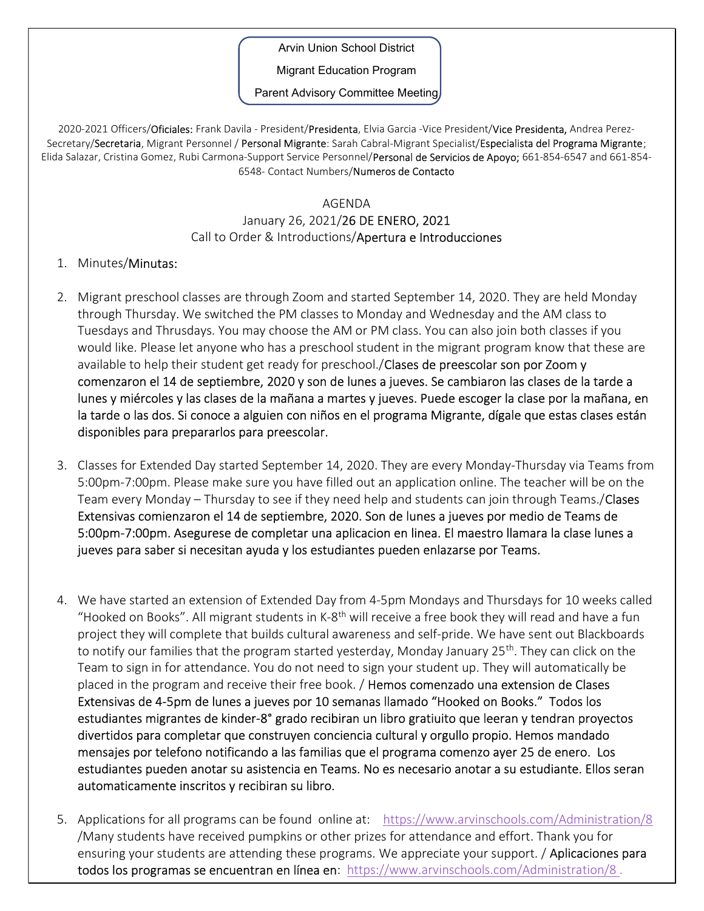Arvin Union School District

Migrant Education Program

Parent Advisory Committee Meeting

2020-2021 Officers/Oficiales: Frank Davila - President/Presidenta, Elvia Garcia -Vice President/Vice Presidenta, Andrea Perez-Secretary/Secretaria, Migrant Personnel / Personal Migrante: Sarah Cabral-Migrant Specialist/Especialista del Programa Migrante; Elida Salazar, Cristina Gomez, Rubi Carmona-Support Service Personnel/Personal de Servicios de Apoyo; 661-854-6547 and 661-854-6548- Contact Numbers/Numeros de Contacto

AGENDA

January 26, 2021/26 DE ENERO, 2021

Call to Order & Introductions/Apertura e Introducciones

1. Minutes/Minutas:

2. Migrant preschool classes are through Zoom and started September 14, 2020. They are held Monday through Thursday. We switched the PM classes to Monday and Wednesday and the AM class to Tuesdays and Thrusdays. You may choose the AM or PM class. You can also join both classes if you would like. Please let anyone who has a preschool student in the migrant program know that these are available to help their student get ready for preschool./Clases de preescolar son por Zoom y comenzaron el 14 de septiembre, 2020 y son de lunes a jueves. Se cambiaron las clases de la tarde a lunes y miércoles y las clases de la mañana a martes y jueves. Puede escoger la clase por la mañana, en la tarde o las dos. Si conoce a alguien con niños en el programa Migrante, dígale que estas clases están disponibles para prepararlos para preescolar.

3. Classes for Extended Day started September 14, 2020. They are every Monday-Thursday via Teams from 5:00pm-7:00pm. Please make sure you have filled out an application online. The teacher will be on the Team every Monday – Thursday to see if they need help and students can join through Teams./Clases Extensivas comienzaron el 14 de septiembre, 2020. Son de lunes a jueves por medio de Teams de 5:00pm-7:00pm. Asegurese de completar una aplicacion en linea. El maestro llamara la clase lunes a jueves para saber si necesitan ayuda y los estudiantes pueden enlazarse por Teams.

4. We have started an extension of Extended Day from 4-5pm Mondays and Thursdays for 10 weeks called "Hooked on Books". All migrant students in K-8th will receive a free book they will read and have a fun project they will complete that builds cultural awareness and self-pride. We have sent out Blackboards to notify our families that the program started yesterday, Monday January 25th. They can click on the Team to sign in for attendance. You do not need to sign your student up. They will automatically be placed in the program and receive their free book. / Hemos comenzado una extension de Clases Extensivas de 4-5pm de lunes a jueves por 10 semanas llamado "Hooked on Books." Todos los estudiantes migrantes de kinder-8° grado recibiran un libro gratiuito que leeran y tendran proyectos divertidos para completar que construyen conciencia cultural y orgullo propio. Hemos mandado mensajes por telefono notificando a las familias que el programa comenzo ayer 25 de enero. Los estudiantes pueden anotar su asistencia en Teams. No es necesario anotar a su estudiante. Ellos seran automaticamente inscritos y recibiran su libro.

5. Applications for all programs can be found online at: https://www.arvinschools.com/Administration/8 /Many students have received pumpkins or other prizes for attendance and effort. Thank you for ensuring your students are attending these programs. We appreciate your support. / Aplicaciones para todos los programas se encuentran en línea en: https://www.arvinschools.com/Administration/8 .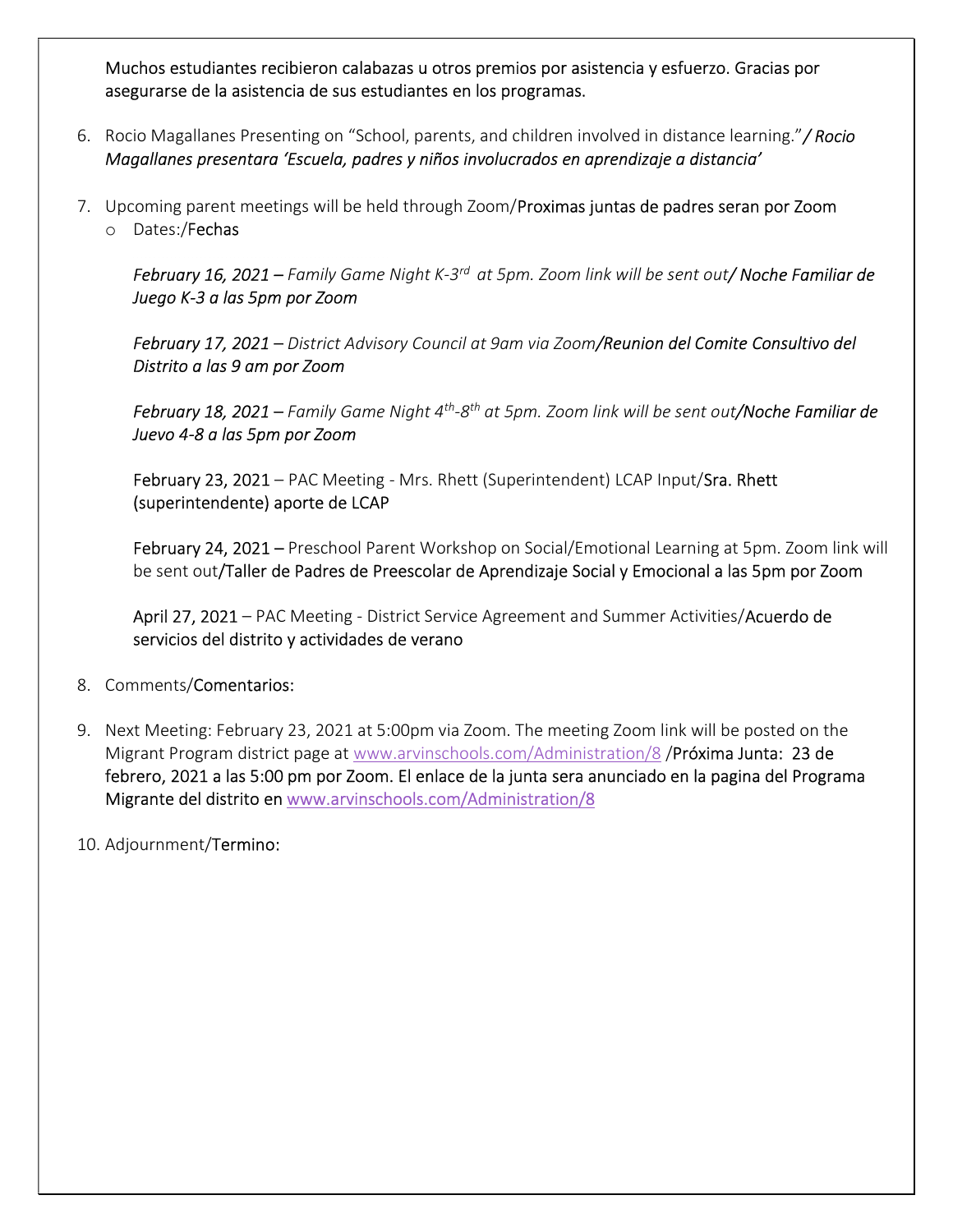Muchos estudiantes recibieron calabazas u otros premios por asistencia y esfuerzo. Gracias por asegurarse de la asistencia de sus estudiantes en los programas.

6. Rocio Magallanes Presenting on "School, parents, and children involved in distance learning." */ Rocio Magallanes presentara 'Escuela, padres y niños involucrados en aprendizaje a distancia'*

7. Upcoming parent meetings will be held through Zoom/Proximas juntas de padres seran por Zoom
   - Dates:/Fechas

     *February 16, 2021 – Family Game Night K-3rd at 5pm. Zoom link will be sent out/ Noche Familiar de Juego K-3 a las 5pm por Zoom*

     *February 17, 2021 – District Advisory Council at 9am via Zoom/Reunion del Comite Consultivo del Distrito a las 9 am por Zoom*

     *February 18, 2021 – Family Game Night 4th-8th at 5pm. Zoom link will be sent out/Noche Familiar de Juevo 4-8 a las 5pm por Zoom*

     February 23, 2021 – PAC Meeting - Mrs. Rhett (Superintendent) LCAP Input/Sra. Rhett (superintendente) aporte de LCAP

     February 24, 2021 – Preschool Parent Workshop on Social/Emotional Learning at 5pm. Zoom link will be sent out/Taller de Padres de Preescolar de Aprendizaje Social y Emocional a las 5pm por Zoom

     April 27, 2021 – PAC Meeting - District Service Agreement and Summer Activities/Acuerdo de servicios del distrito y actividades de verano

8. Comments/Comentarios:

9. Next Meeting: February 23, 2021 at 5:00pm via Zoom. The meeting Zoom link will be posted on the Migrant Program district page at www.arvinschools.com/Administration/8 /Próxima Junta: 23 de febrero, 2021 a las 5:00 pm por Zoom. El enlace de la junta sera anunciado en la pagina del Programa Migrante del distrito en www.arvinschools.com/Administration/8

10. Adjournment/Termino: